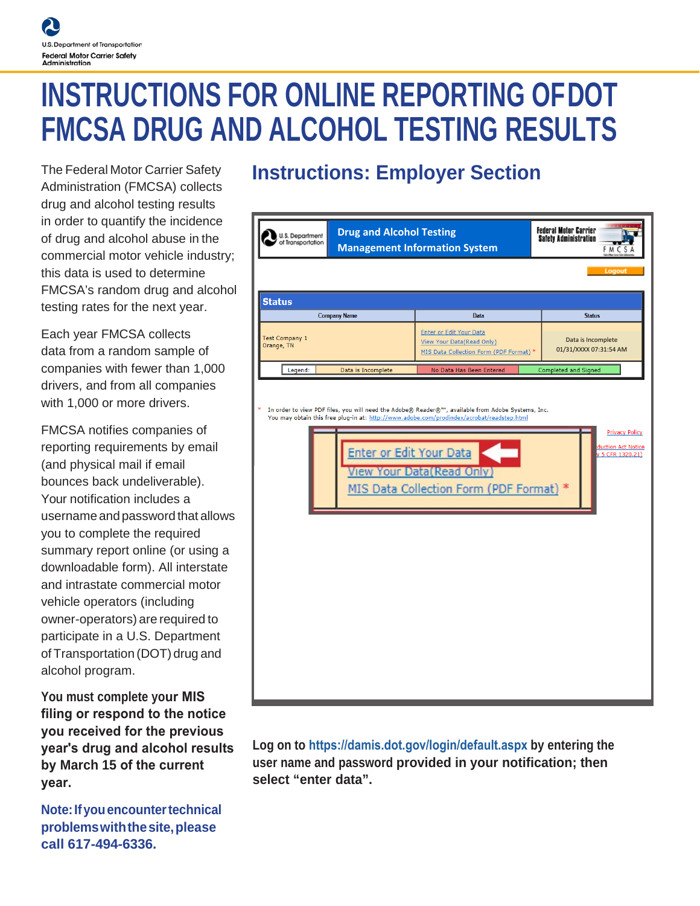U.S. Department of Transportation
Federal Motor Carrier Safety Administration

# INSTRUCTIONS FOR ONLINE REPORTING OF DOT FMCSA DRUG AND ALCOHOL TESTING RESULTS

The Federal Motor Carrier Safety Administration (FMCSA) collects drug and alcohol testing results in order to quantify the incidence of drug and alcohol abuse in the commercial motor vehicle industry; this data is used to determine FMCSA's random drug and alcohol testing rates for the next year.

Each year FMCSA collects data from a random sample of companies with fewer than 1,000 drivers, and from all companies with 1,000 or more drivers.

FMCSA notifies companies of reporting requirements by email (and physical mail if email bounces back undeliverable). Your notification includes a username and password that allows you to complete the required summary report online (or using a downloadable form). All interstate and intrastate commercial motor vehicle operators (including owner-operators) are required to participate in a U.S. Department of Transportation (DOT) drug and alcohol program.

**You must complete your MIS filing or respond to the notice you received for the previous year's drug and alcohol results by March 15 of the current year.**

**Note: If you encounter technical problems with the site, please call 617-494-6336.**

## Instructions: Employer Section

**Log on to https://damis.dot.gov/login/default.aspx by entering the user name and password provided in your notification; then select "enter data".**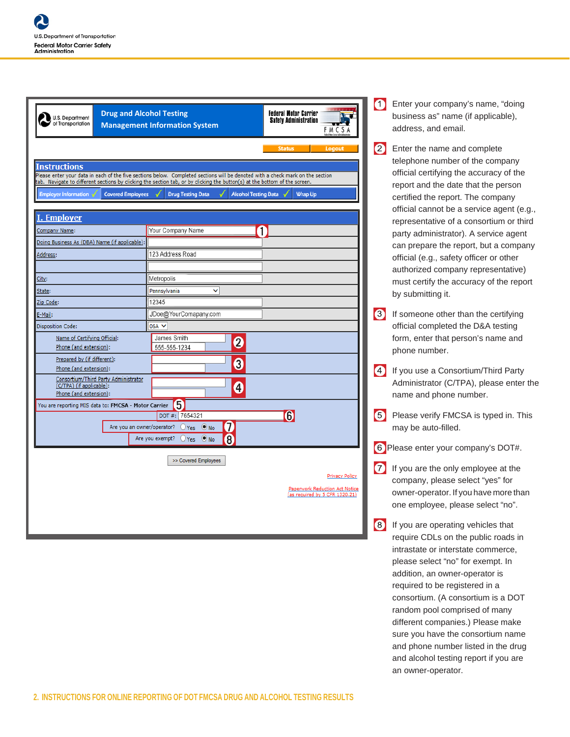Drug and Alcohol Testing Management Information System

Status | Logout

**Instructions**

Please enter your data in each of the five sections below. Completed sections will be denoted with a check mark on the section tab. Navigate to different sections by clicking the section tab, or by clicking the button(s) at the bottom of the screen.

Employer Information ✓ | Covered Employees ✓ | Drug Testing Data ✓ | Alcohol Testing Data ✓ | Wrap Up

**I. Employer**

| Field | Value |
|---|---|
| Company Name: | Your Company Name (1) |
| Doing Business As (DBA) Name (if applicable): | |
| Address: | 123 Address Road |
| | |
| City: | Metropolis |
| State: | Pennsylvania |
| Zip Code: | 12345 |
| E-Mail: | JDoe@YourComapany.com |
| Disposition Code: | 05A |
| Name of Certifying Official: / Phone (and extension): | James Smith / 555-555-1234 (2) |
| Prepared by (if different): / Phone (and extension): | (3) |
| Consortium/Third Party Administrator (C/TPA) (if applicable): / Phone (and extension): | (4) |

You are reporting MIS data to: FMCSA - Motor Carrier (5)

DOT #: 7654321 (6)

Are you an owner/operator? ○ Yes ◉ No (7)

Are you exempt? ○ Yes ◉ No (8)

>> Covered Employees

Privacy Policy

Paperwork Reduction Act Notice (as required by 5 CFR 1320.21)

1. Enter your company's name, "doing business as" name (if applicable), address, and email.
2. Enter the name and complete telephone number of the company official certifying the accuracy of the report and the date that the person certified the report. The company official cannot be a service agent (e.g., representative of a consortium or third party administrator). A service agent can prepare the report, but a company official (e.g., safety officer or other authorized company representative) must certify the accuracy of the report by submitting it.
3. If someone other than the certifying official completed the D&A testing form, enter that person's name and phone number.
4. If you use a Consortium/Third Party Administrator (C/TPA), please enter the name and phone number.
5. Please verify FMCSA is typed in. This may be auto-filled.
6. Please enter your company's DOT#.
7. If you are the only employee at the company, please select "yes" for owner-operator. If you have more than one employee, please select "no".
8. If you are operating vehicles that require CDLs on the public roads in intrastate or interstate commerce, please select "no" for exempt. In addition, an owner-operator is required to be registered in a consortium. (A consortium is a DOT random pool comprised of many different companies.) Please make sure you have the consortium name and phone number listed in the drug and alcohol testing report if you are an owner-operator.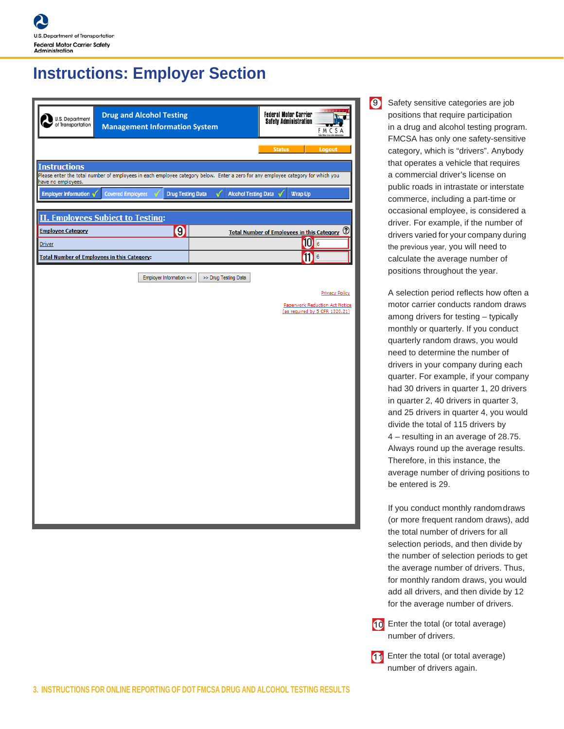# Instructions: Employer Section

Drug and Alcohol Testing Management Information System

Status | Logout

**Instructions**

Please enter the total number of employees in each employee category below. Enter a zero for any employee category for which you have no employees.

Employer Information ✓ | Covered Employees ✓ | Drug Testing Data ✓ | Alcohol Testing Data ✓ | Wrap Up

**II. Employees Subject to Testing:**

| Employee Category (9) | Total Number of Employees in this Category |
|---|---|
| Driver | (10) 6 |
| Total Number of Employees in this Category: | (11) 6 |

Employer Information << | >> Drug Testing Data

Privacy Policy

Paperwork Reduction Act Notice (as required by 5 CFR 1320.21)

(9) Safety sensitive categories are job positions that require participation in a drug and alcohol testing program. FMCSA has only one safety-sensitive category, which is "drivers". Anybody that operates a vehicle that requires a commercial driver's license on public roads in intrastate or interstate commerce, including a part-time or occasional employee, is considered a driver. For example, if the number of drivers varied for your company during the previous year, you will need to calculate the average number of positions throughout the year.

A selection period reflects how often a motor carrier conducts random draws among drivers for testing – typically monthly or quarterly. If you conduct quarterly random draws, you would need to determine the number of drivers in your company during each quarter. For example, if your company had 30 drivers in quarter 1, 20 drivers in quarter 2, 40 drivers in quarter 3, and 25 drivers in quarter 4, you would divide the total of 115 drivers by 4 – resulting in an average of 28.75. Always round up the average results. Therefore, in this instance, the average number of driving positions to be entered is 29.

If you conduct monthly random draws (or more frequent random draws), add the total number of drivers for all selection periods, and then divide by the number of selection periods to get the average number of drivers. Thus, for monthly random draws, you would add all drivers, and then divide by 12 for the average number of drivers.

(10) Enter the total (or total average) number of drivers.

(11) Enter the total (or total average) number of drivers again.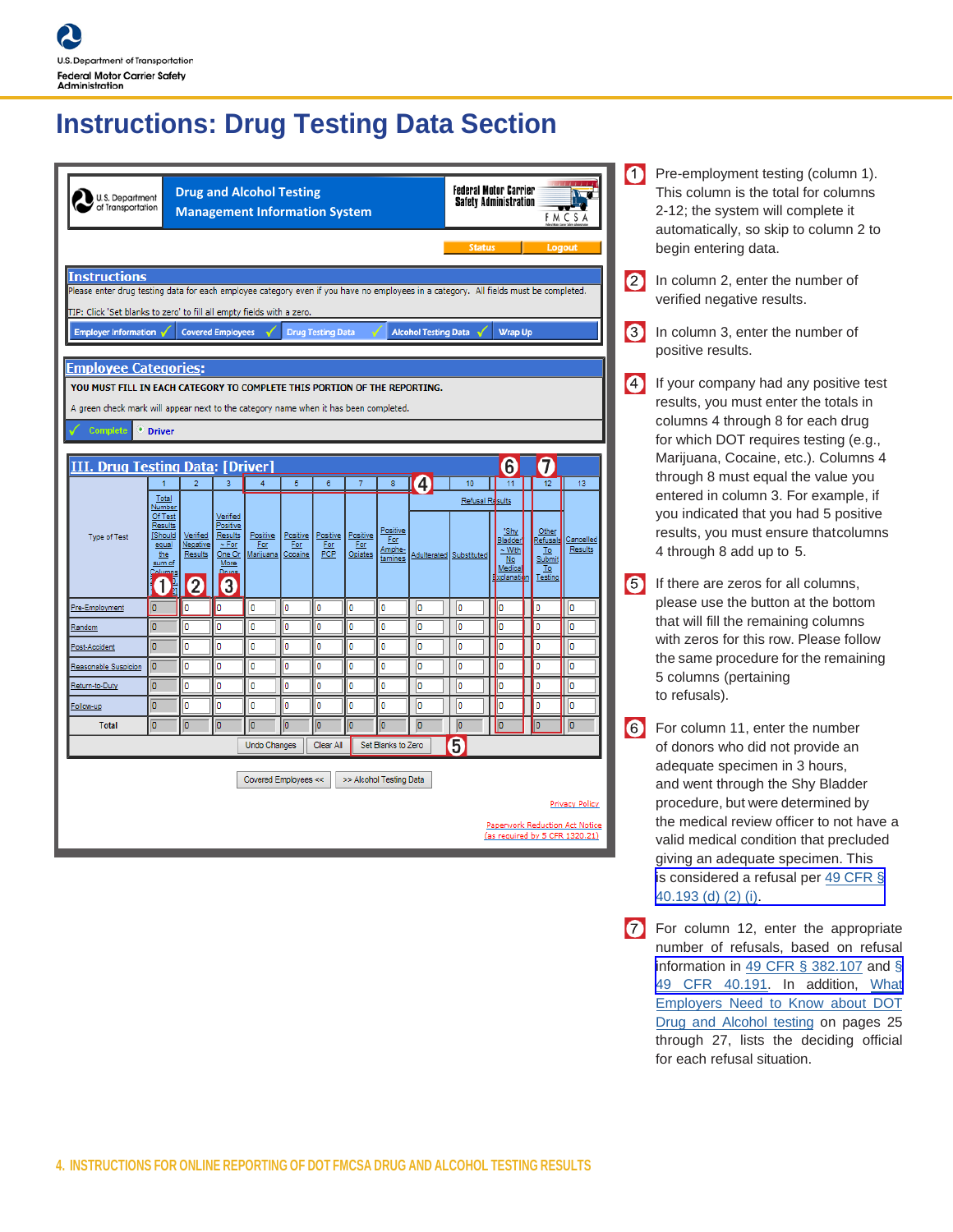# Instructions: Drug Testing Data Section

Drug and Alcohol Testing Management Information System

Status | Logout

**Instructions**

Please enter drug testing data for each employee category even if you have no employees in a category. All fields must be completed.

TIP: Click 'Set blanks to zero' to fill all empty fields with a zero.

Employer Information ✓ | Covered Employees ✓ | Drug Testing Data ✓ | Alcohol Testing Data ✓ | Wrap Up

**Employee Categories:**

YOU MUST FILL IN EACH CATEGORY TO COMPLETE THIS PORTION OF THE REPORTING.

A green check mark will appear next to the category name when it has been completed.

✓ Complete • Driver

**III. Drug Testing Data: [Driver]**

| Type of Test | 1 | 2 | 3 | 4 | 5 | 6 | 7 | 8 | 10 | | 11 | 12 | 13 |
|---|---|---|---|---|---|---|---|---|---|---|---|---|---|
| | | | | | | | | | Refusal Results | | | | |
| | Total Number Of Test Results [Should equal the sum of Columns 2, 3, ...] | Verified Negative Results | Verified Positive Results - For One Or More Drugs | Positive For Marijuana | Positive For Cocaine | Positive For PCP | Positive For Opiates | Positive For Amphetamines | Adulterated | Substituted | "Shy Bladder" - With No Medical Explanation | Other Refusals To Submit To Testing | Cancelled Results |
| Pre-Employment | 0 | 0 | 0 | 0 | 0 | 0 | 0 | 0 | 0 | 0 | 0 | 0 | 0 |
| Random | 0 | 0 | 0 | 0 | 0 | 0 | 0 | 0 | 0 | 0 | 0 | 0 | 0 |
| Post-Accident | 0 | 0 | 0 | 0 | 0 | 0 | 0 | 0 | 0 | 0 | 0 | 0 | 0 |
| Reasonable Suspicion | 0 | 0 | 0 | 0 | 0 | 0 | 0 | 0 | 0 | 0 | 0 | 0 | 0 |
| Return-to-Duty | 0 | 0 | 0 | 0 | 0 | 0 | 0 | 0 | 0 | 0 | 0 | 0 | 0 |
| Follow-up | 0 | 0 | 0 | 0 | 0 | 0 | 0 | 0 | 0 | 0 | 0 | 0 | 0 |
| Total | 0 | 0 | 0 | 0 | 0 | 0 | 0 | 0 | 0 | 0 | 0 | 0 | 0 |

Undo Changes | Clear All | Set Blanks to Zero

Covered Employees << | >> Alcohol Testing Data

Privacy Policy

Paperwork Reduction Act Notice (as required by 5 CFR 1320.21)

1. Pre-employment testing (column 1). This column is the total for columns 2-12; the system will complete it automatically, so skip to column 2 to begin entering data.

2. In column 2, enter the number of verified negative results.

3. In column 3, enter the number of positive results.

4. If your company had any positive test results, you must enter the totals in columns 4 through 8 for each drug for which DOT requires testing (e.g., Marijuana, Cocaine, etc.). Columns 4 through 8 must equal the value you entered in column 3. For example, if you indicated that you had 5 positive results, you must ensure thatcolumns 4 through 8 add up to 5.

5. If there are zeros for all columns, please use the button at the bottom that will fill the remaining columns with zeros for this row. Please follow the same procedure for the remaining 5 columns (pertaining to refusals).

6. For column 11, enter the number of donors who did not provide an adequate specimen in 3 hours, and went through the Shy Bladder procedure, but were determined by the medical review officer to not have a valid medical condition that precluded giving an adequate specimen. This is considered a refusal per 49 CFR § 40.193 (d) (2) (i).

7. For column 12, enter the appropriate number of refusals, based on refusal information in 49 CFR § 382.107 and § 49 CFR 40.191. In addition, What Employers Need to Know about DOT Drug and Alcohol testing on pages 25 through 27, lists the deciding official for each refusal situation.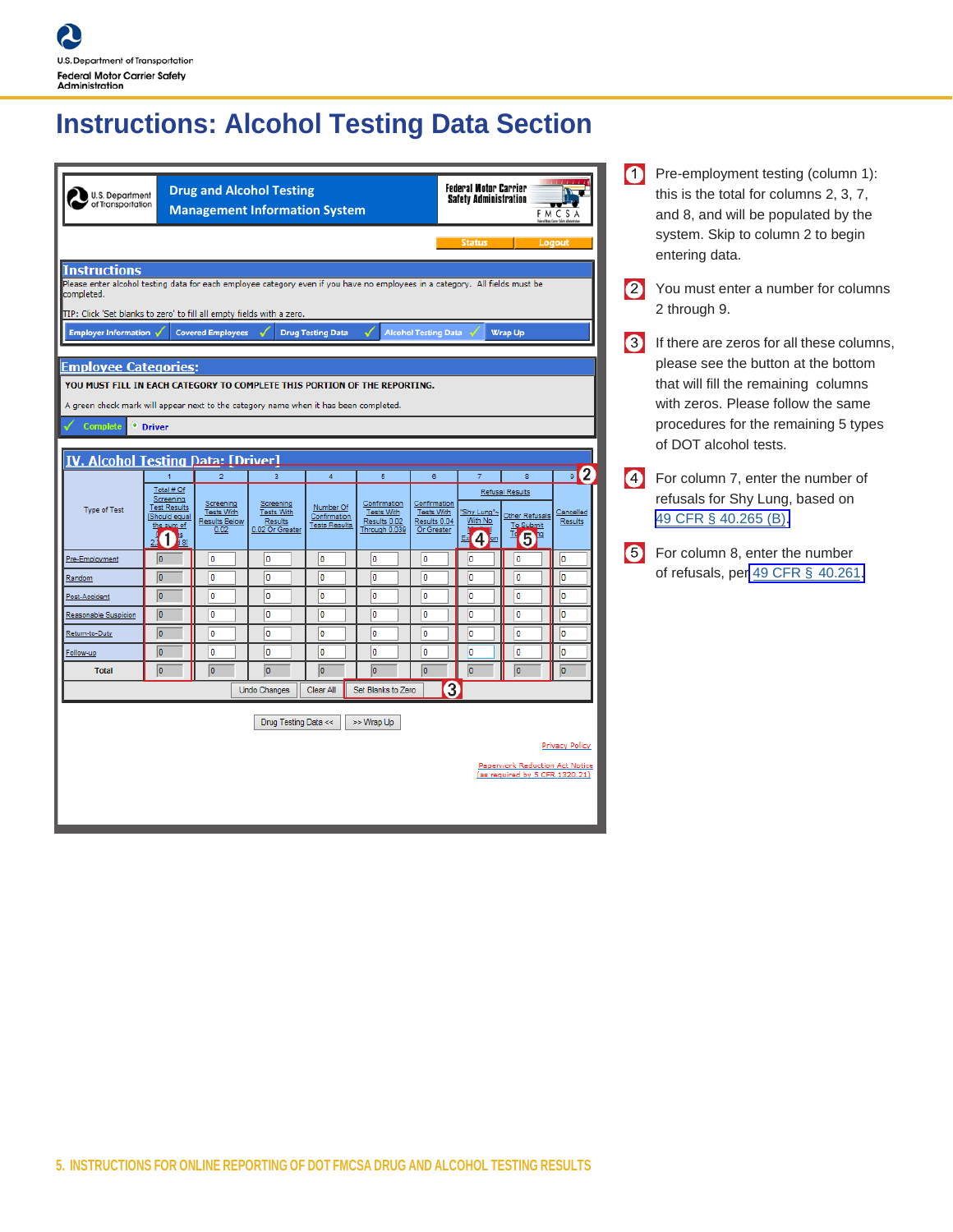# Instructions: Alcohol Testing Data Section

Drug and Alcohol Testing Management Information System

Status | Logout

**Instructions**

Please enter alcohol testing data for each employee category even if you have no employees in a category. All fields must be completed.

TIP: Click 'Set blanks to zero' to fill all empty fields with a zero.

Employer Information ✓ | Covered Employees ✓ | Drug Testing Data ✓ | Alcohol Testing Data ✓ | Wrap Up

**Employee Categories:**

YOU MUST FILL IN EACH CATEGORY TO COMPLETE THIS PORTION OF THE REPORTING.

A green check mark will appear next to the category name when it has been completed.

✓ Complete | Driver

**IV. Alcohol Testing Data: [Driver]**

| Type of Test | 1 Total # Of Screening Test Results (Should equal the sum of columns 2, 3, 7, 8) | 2 Screening Tests With Results Below 0.02 | 3 Screening Tests With Results 0.02 Or Greater | 4 Number Of Confirmation Tests Results | 5 Confirmation Tests With Results 0.02 Through 0.039 | 6 Confirmation Tests With Results 0.04 Or Greater | 7 Refusal Results: "Shy Lung" With No Medical Explanation | 8 Refusal Results: Other Refusals To Submit To Testing | 9 Cancelled Results |
|---|---|---|---|---|---|---|---|---|---|
| Pre-Employment | 0 | 0 | 0 | 0 | 0 | 0 | 0 | 0 | 0 |
| Random | 0 | 0 | 0 | 0 | 0 | 0 | 0 | 0 | 0 |
| Post-Accident | 0 | 0 | 0 | 0 | 0 | 0 | 0 | 0 | 0 |
| Reasonable Suspicion | 0 | 0 | 0 | 0 | 0 | 0 | 0 | 0 | 0 |
| Return-to-Duty | 0 | 0 | 0 | 0 | 0 | 0 | 0 | 0 | 0 |
| Follow-up | 0 | 0 | 0 | 0 | 0 | 0 | 0 | 0 | 0 |
| Total | 0 | 0 | 0 | 0 | 0 | 0 | 0 | 0 | 0 |

Undo Changes | Clear All | Set Blanks to Zero

Drug Testing Data << | >> Wrap Up

Privacy Policy

Paperwork Reduction Act Notice (as required by 5 CFR 1320.21)

1. Pre-employment testing (column 1): this is the total for columns 2, 3, 7, and 8, and will be populated by the system. Skip to column 2 to begin entering data.
2. You must enter a number for columns 2 through 9.
3. If there are zeros for all these columns, please see the button at the bottom that will fill the remaining columns with zeros. Please follow the same procedures for the remaining 5 types of DOT alcohol tests.
4. For column 7, enter the number of refusals for Shy Lung, based on 49 CFR § 40.265 (B).
5. For column 8, enter the number of refusals, per 49 CFR § 40.261.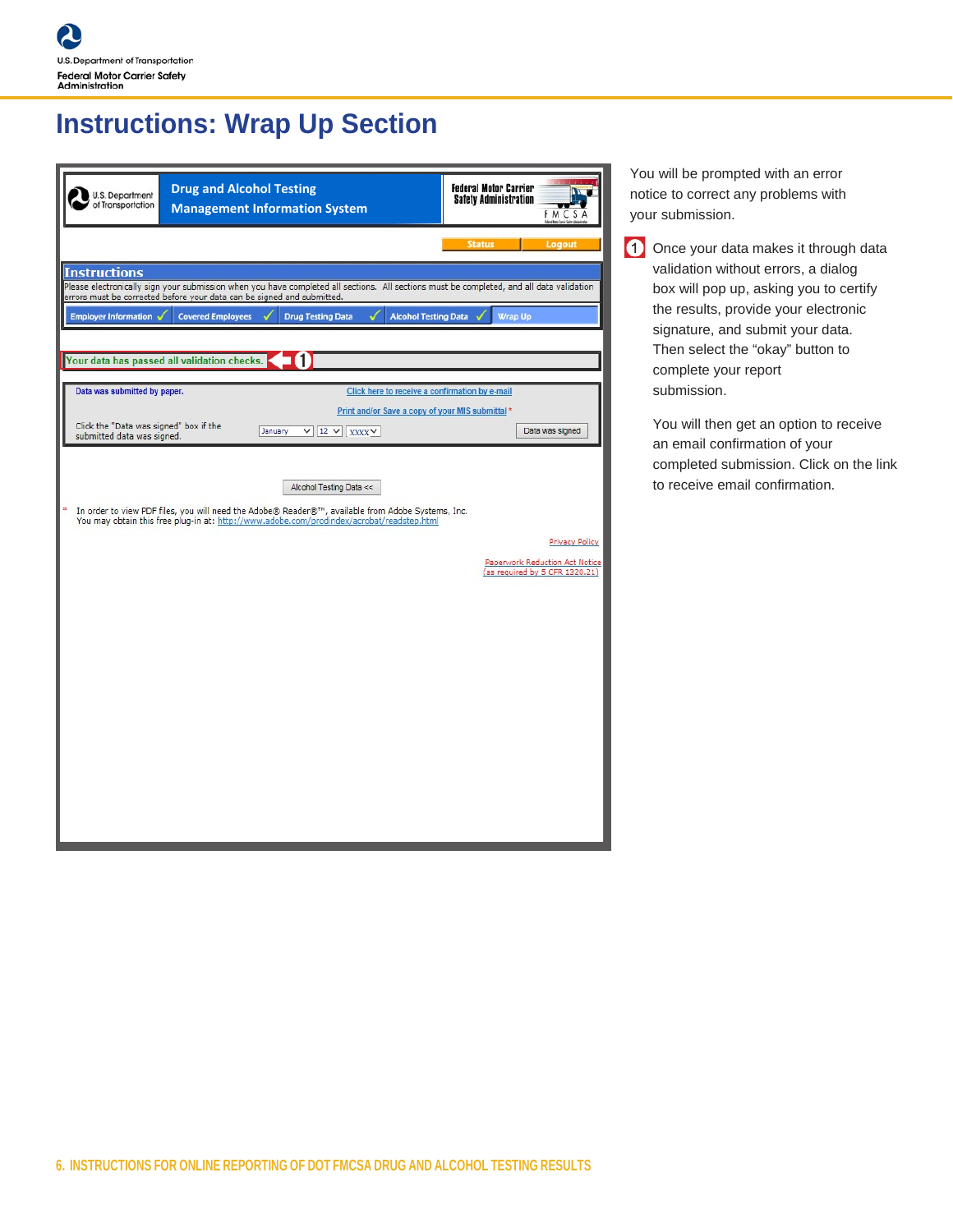# Instructions: Wrap Up Section

Drug and Alcohol Testing Management Information System

Status | Logout

**Instructions**

Please electronically sign your submission when you have completed all sections. All sections must be completed, and all data validation errors must be corrected before your data can be signed and submitted.

Employer Information ✓ | Covered Employees ✓ | Drug Testing Data ✓ | Alcohol Testing Data ✓ | Wrap Up

Your data has passed all validation checks. ① 

Data was submitted by paper.

Click here to receive a confirmation by e-mail

Print and/or Save a copy of your MIS submittal *

Click the "Data was signed" box if the submitted data was signed.

January | 12 | XXXX | Data was signed

Alcohol Testing Data <<

\* In order to view PDF files, you will need the Adobe® Reader®™, available from Adobe Systems, Inc. You may obtain this free plug-in at: http://www.adobe.com/prodindex/acrobat/readstep.html

Privacy Policy

Paperwork Reduction Act Notice (as required by 5 CFR 1320.21)

You will be prompted with an error notice to correct any problems with your submission.

1. Once your data makes it through data validation without errors, a dialog box will pop up, asking you to certify the results, provide your electronic signature, and submit your data. Then select the “okay” button to complete your report submission.

   You will then get an option to receive an email confirmation of your completed submission. Click on the link to receive email confirmation.